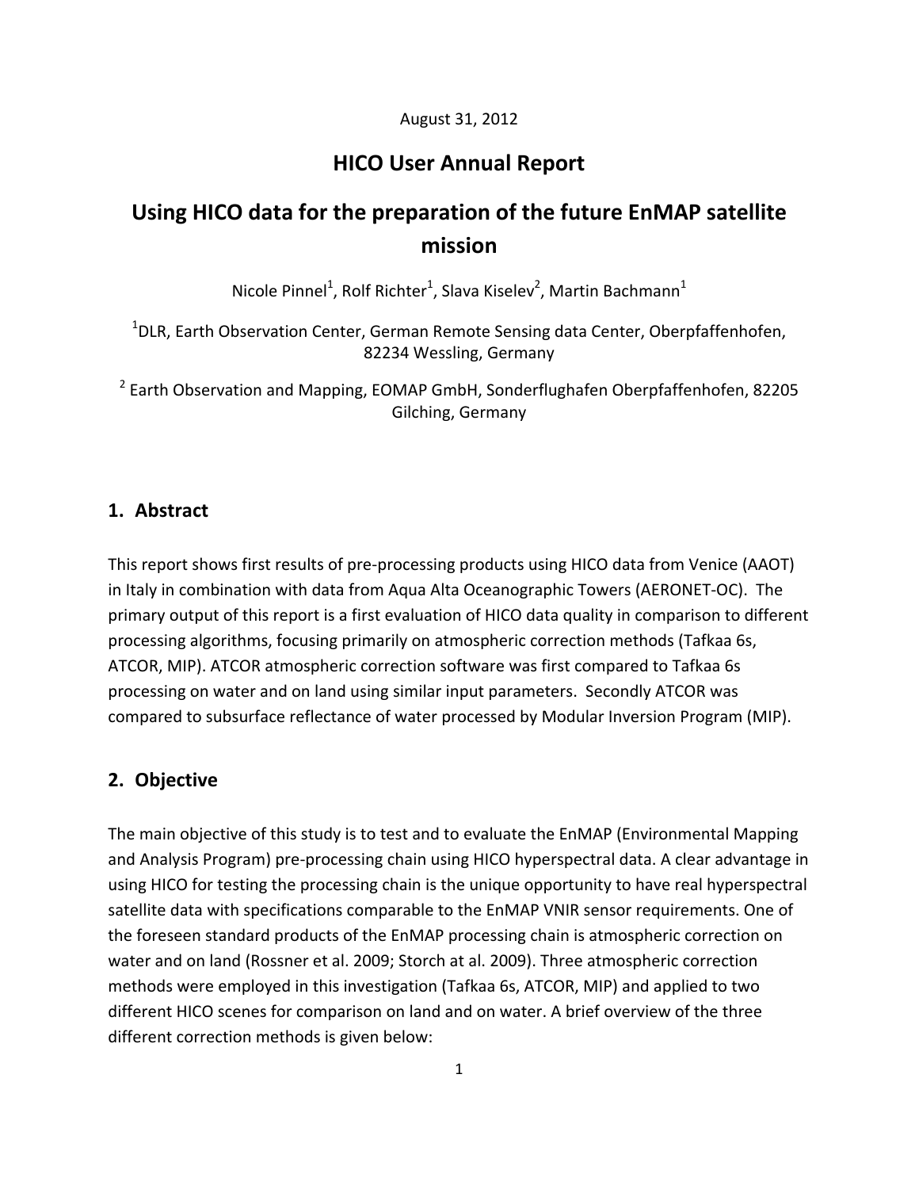August 31, 2012

# HICO User Annual Report

# Using HICO data for the preparation of the future EnMAP satellite mission

Nicole Pinnel[1], Rolf Richter[1], Slava Kiselev[2], Martin Bachmann[1]

[1]DLR, Earth Observation Center, German Remote Sensing data Center, Oberpfaffenhofen, 82234 Wessling, Germany

[2] Earth Observation and Mapping, EOMAP GmbH, Sonderflughafen Oberpfaffenhofen, 82205 Gilching, Germany

## 1. Abstract

This report shows first results of pre-processing products using HICO data from Venice (AAOT) in Italy in combination with data from Aqua Alta Oceanographic Towers (AERONET-OC). The primary output of this report is a first evaluation of HICO data quality in comparison to different processing algorithms, focusing primarily on atmospheric correction methods (Tafkaa 6s, ATCOR, MIP). ATCOR atmospheric correction software was first compared to Tafkaa 6s processing on water and on land using similar input parameters. Secondly ATCOR was compared to subsurface reflectance of water processed by Modular Inversion Program (MIP).

## 2. Objective

The main objective of this study is to test and to evaluate the EnMAP (Environmental Mapping and Analysis Program) pre-processing chain using HICO hyperspectral data. A clear advantage in using HICO for testing the processing chain is the unique opportunity to have real hyperspectral satellite data with specifications comparable to the EnMAP VNIR sensor requirements. One of the foreseen standard products of the EnMAP processing chain is atmospheric correction on water and on land (Rossner et al. 2009; Storch at al. 2009). Three atmospheric correction methods were employed in this investigation (Tafkaa 6s, ATCOR, MIP) and applied to two different HICO scenes for comparison on land and on water. A brief overview of the three different correction methods is given below: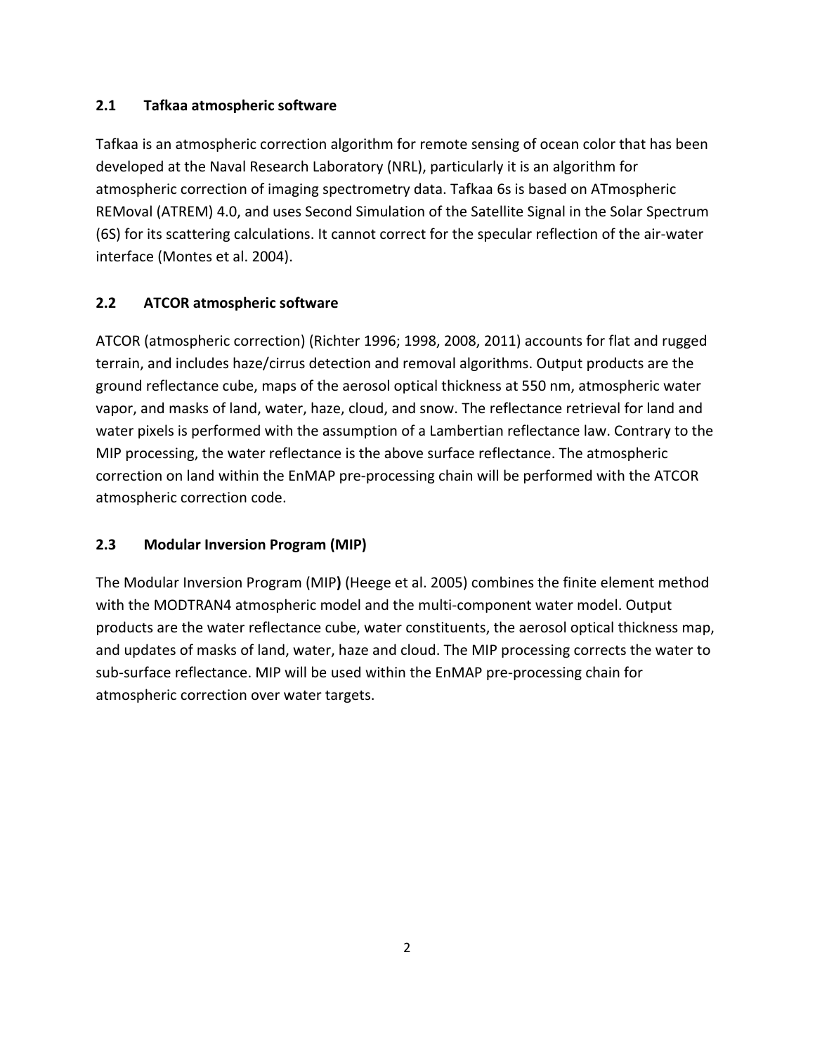### 2.1 Tafkaa atmospheric software

Tafkaa is an atmospheric correction algorithm for remote sensing of ocean color that has been developed at the Naval Research Laboratory (NRL), particularly it is an algorithm for atmospheric correction of imaging spectrometry data. Tafkaa 6s is based on ATmospheric REMoval (ATREM) 4.0, and uses Second Simulation of the Satellite Signal in the Solar Spectrum (6S) for its scattering calculations. It cannot correct for the specular reflection of the air-water interface (Montes et al. 2004).

### 2.2 ATCOR atmospheric software

ATCOR (atmospheric correction) (Richter 1996; 1998, 2008, 2011) accounts for flat and rugged terrain, and includes haze/cirrus detection and removal algorithms. Output products are the ground reflectance cube, maps of the aerosol optical thickness at 550 nm, atmospheric water vapor, and masks of land, water, haze, cloud, and snow. The reflectance retrieval for land and water pixels is performed with the assumption of a Lambertian reflectance law. Contrary to the MIP processing, the water reflectance is the above surface reflectance. The atmospheric correction on land within the EnMAP pre-processing chain will be performed with the ATCOR atmospheric correction code.

### 2.3 Modular Inversion Program (MIP)

The Modular Inversion Program (MIP**)** (Heege et al. 2005) combines the finite element method with the MODTRAN4 atmospheric model and the multi-component water model. Output products are the water reflectance cube, water constituents, the aerosol optical thickness map, and updates of masks of land, water, haze and cloud. The MIP processing corrects the water to sub-surface reflectance. MIP will be used within the EnMAP pre-processing chain for atmospheric correction over water targets.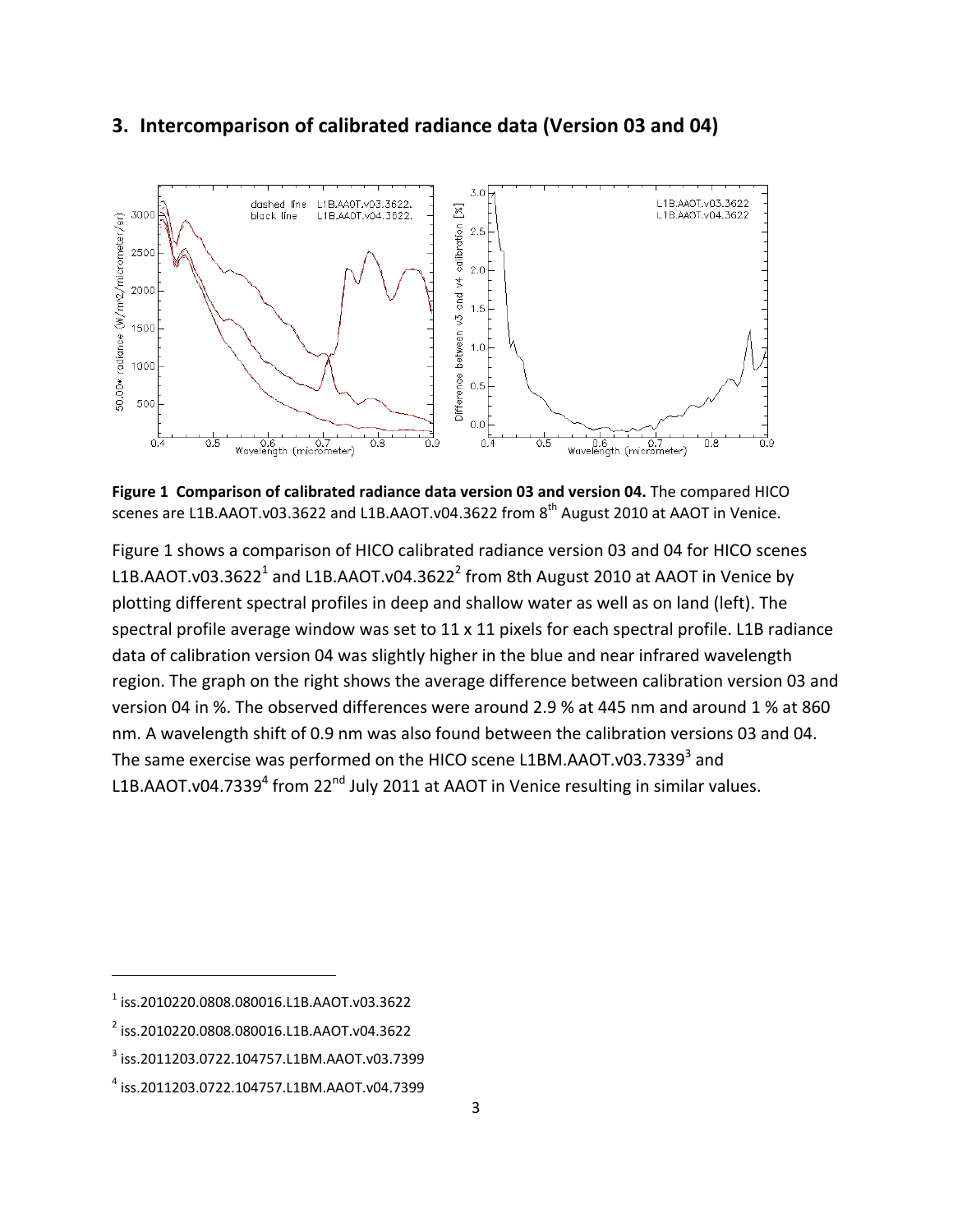## 3. Intercomparison of calibrated radiance data (Version 03 and 04)

**Figure 1 Comparison of calibrated radiance data version 03 and version 04.** The compared HICO scenes are L1B.AAOT.v03.3622 and L1B.AAOT.v04.3622 from 8th August 2010 at AAOT in Venice.

Figure 1 shows a comparison of HICO calibrated radiance version 03 and 04 for HICO scenes L1B.AAOT.v03.3622[1] and L1B.AAOT.v04.3622[2] from 8th August 2010 at AAOT in Venice by plotting different spectral profiles in deep and shallow water as well as on land (left). The spectral profile average window was set to 11 x 11 pixels for each spectral profile. L1B radiance data of calibration version 04 was slightly higher in the blue and near infrared wavelength region. The graph on the right shows the average difference between calibration version 03 and version 04 in %. The observed differences were around 2.9 % at 445 nm and around 1 % at 860 nm. A wavelength shift of 0.9 nm was also found between the calibration versions 03 and 04. The same exercise was performed on the HICO scene L1BM.AAOT.v03.7339[3] and L1B.AAOT.v04.7339[4] from 22nd July 2011 at AAOT in Venice resulting in similar values.

---

[1] iss.2010220.0808.080016.L1B.AAOT.v03.3622

[2] iss.2010220.0808.080016.L1B.AAOT.v04.3622

[3] iss.2011203.0722.104757.L1BM.AAOT.v03.7399

[4] iss.2011203.0722.104757.L1BM.AAOT.v04.7399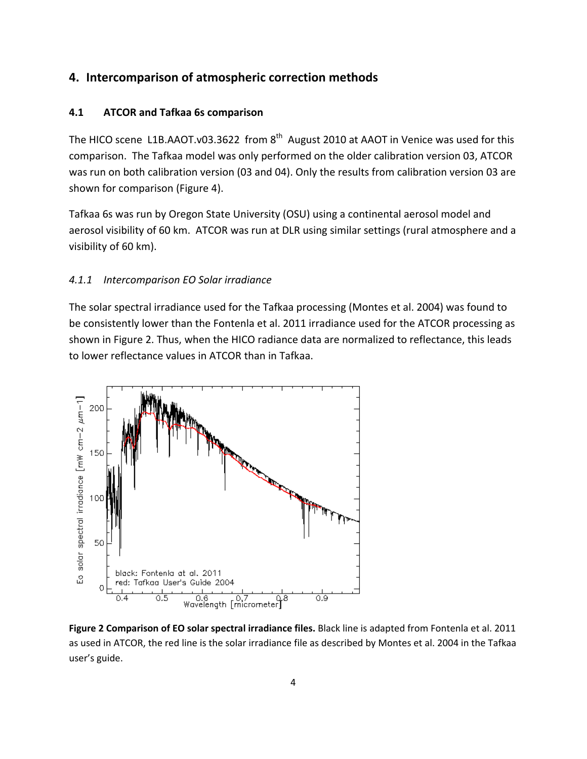## 4. Intercomparison of atmospheric correction methods

### 4.1 ATCOR and Tafkaa 6s comparison

The HICO scene L1B.AAOT.v03.3622 from 8th August 2010 at AAOT in Venice was used for this comparison. The Tafkaa model was only performed on the older calibration version 03, ATCOR was run on both calibration version (03 and 04). Only the results from calibration version 03 are shown for comparison (Figure 4).

Tafkaa 6s was run by Oregon State University (OSU) using a continental aerosol model and aerosol visibility of 60 km. ATCOR was run at DLR using similar settings (rural atmosphere and a visibility of 60 km).

#### *4.1.1 Intercomparison EO Solar irradiance*

The solar spectral irradiance used for the Tafkaa processing (Montes et al. 2004) was found to be consistently lower than the Fontenla et al. 2011 irradiance used for the ATCOR processing as shown in Figure 2. Thus, when the HICO radiance data are normalized to reflectance, this leads to lower reflectance values in ATCOR than in Tafkaa.

**Figure 2 Comparison of EO solar spectral irradiance files.** Black line is adapted from Fontenla et al. 2011 as used in ATCOR, the red line is the solar irradiance file as described by Montes et al. 2004 in the Tafkaa user's guide.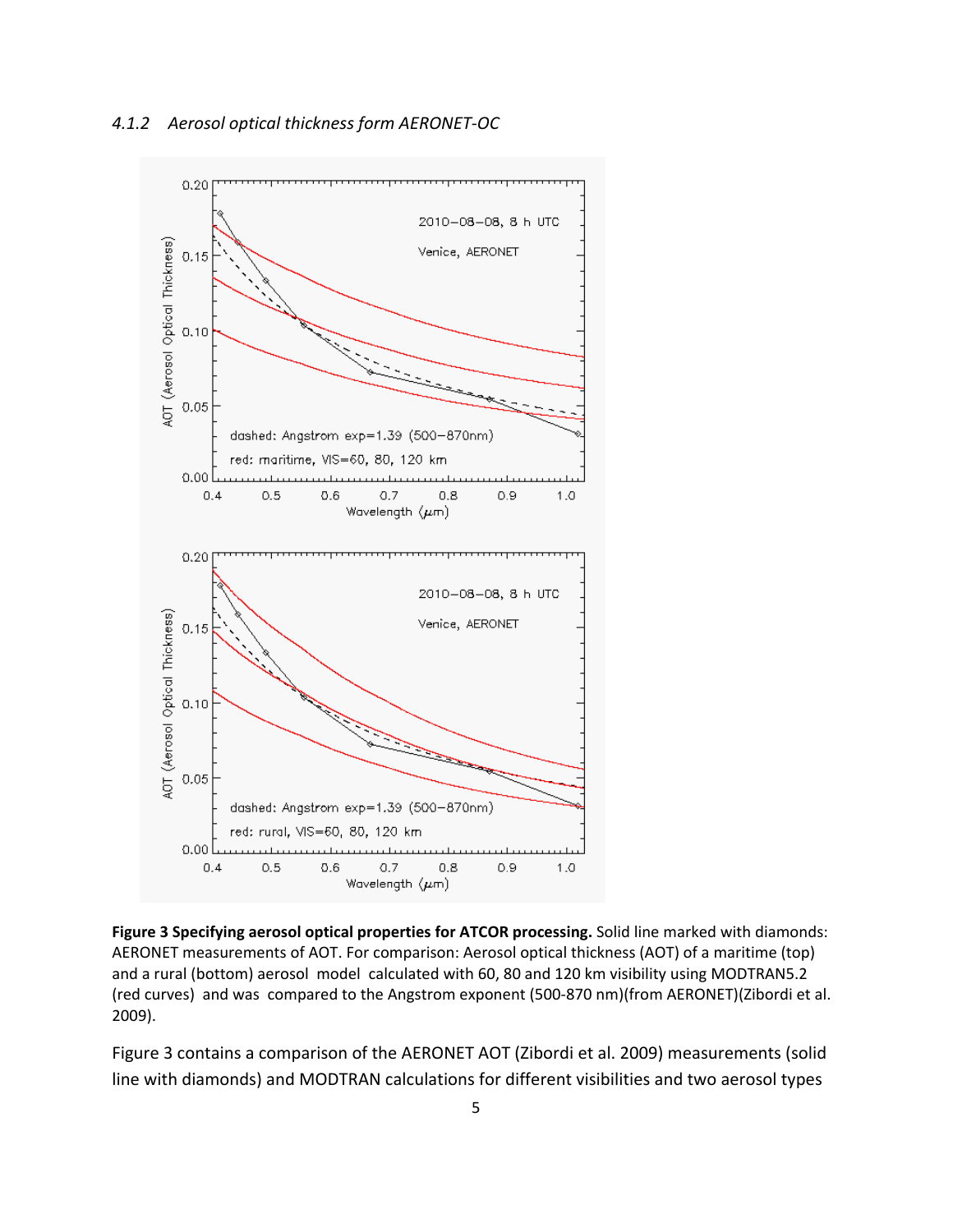### *4.1.2 Aerosol optical thickness form AERONET-OC*

**Figure 3 Specifying aerosol optical properties for ATCOR processing.** Solid line marked with diamonds: AERONET measurements of AOT. For comparison: Aerosol optical thickness (AOT) of a maritime (top) and a rural (bottom) aerosol model calculated with 60, 80 and 120 km visibility using MODTRAN5.2 (red curves) and was compared to the Angstrom exponent (500-870 nm)(from AERONET)(Zibordi et al. 2009).

Figure 3 contains a comparison of the AERONET AOT (Zibordi et al. 2009) measurements (solid line with diamonds) and MODTRAN calculations for different visibilities and two aerosol types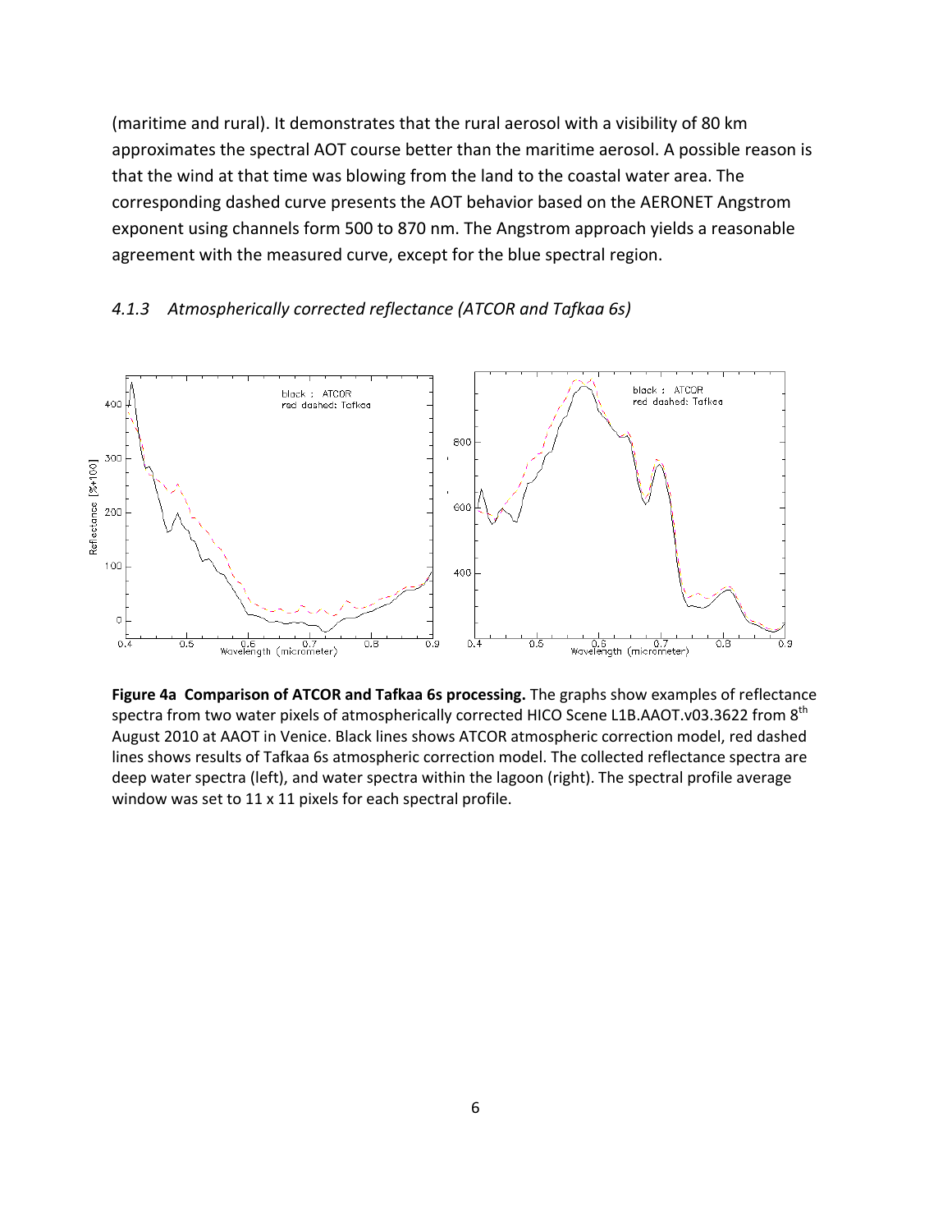(maritime and rural). It demonstrates that the rural aerosol with a visibility of 80 km approximates the spectral AOT course better than the maritime aerosol. A possible reason is that the wind at that time was blowing from the land to the coastal water area. The corresponding dashed curve presents the AOT behavior based on the AERONET Angstrom exponent using channels form 500 to 870 nm. The Angstrom approach yields a reasonable agreement with the measured curve, except for the blue spectral region.

### *4.1.3 Atmospherically corrected reflectance (ATCOR and Tafkaa 6s)*

**Figure 4a Comparison of ATCOR and Tafkaa 6s processing.** The graphs show examples of reflectance spectra from two water pixels of atmospherically corrected HICO Scene L1B.AAOT.v03.3622 from 8th August 2010 at AAOT in Venice. Black lines shows ATCOR atmospheric correction model, red dashed lines shows results of Tafkaa 6s atmospheric correction model. The collected reflectance spectra are deep water spectra (left), and water spectra within the lagoon (right). The spectral profile average window was set to 11 x 11 pixels for each spectral profile.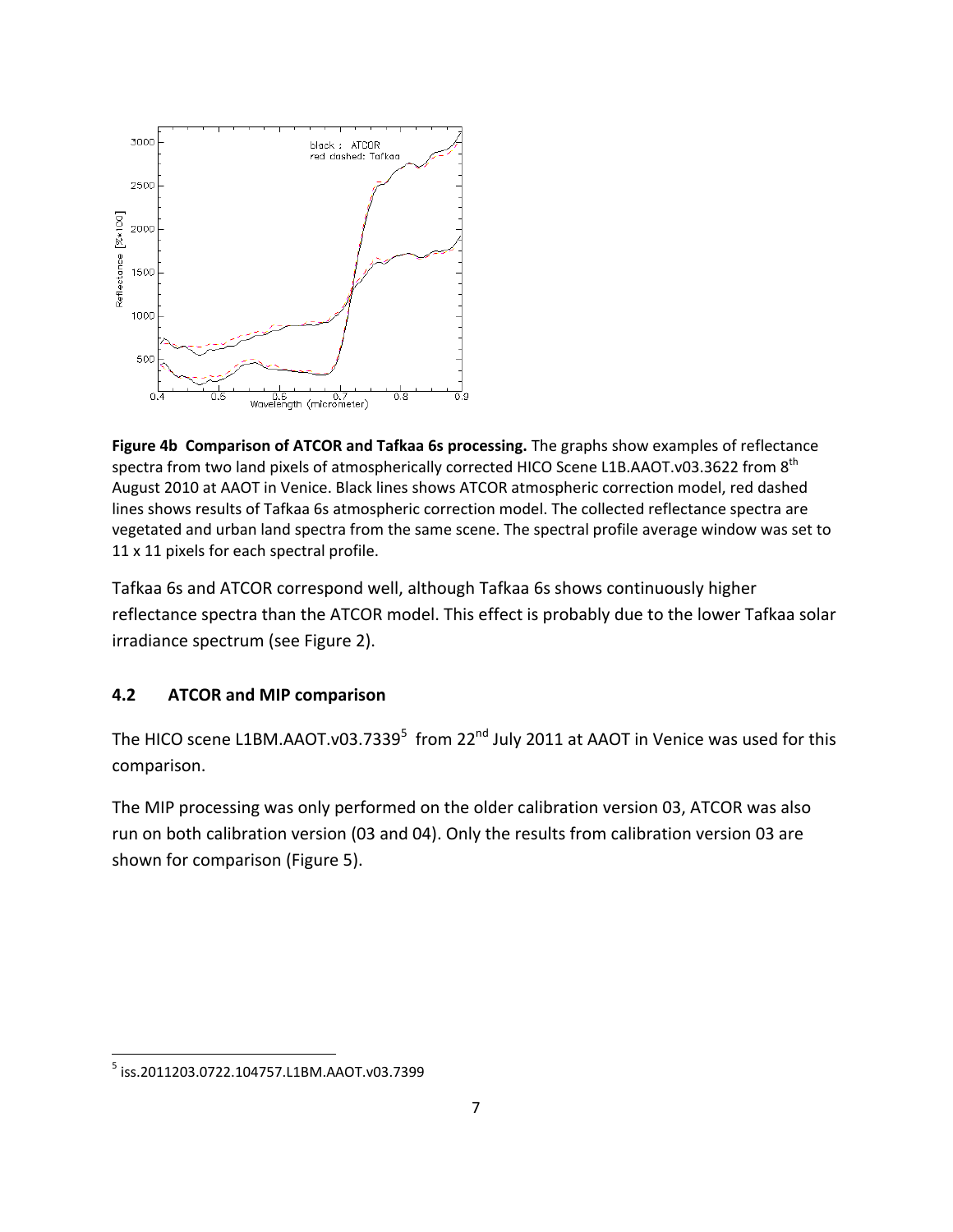**Figure 4b Comparison of ATCOR and Tafkaa 6s processing.** The graphs show examples of reflectance spectra from two land pixels of atmospherically corrected HICO Scene L1B.AAOT.v03.3622 from 8th August 2010 at AAOT in Venice. Black lines shows ATCOR atmospheric correction model, red dashed lines shows results of Tafkaa 6s atmospheric correction model. The collected reflectance spectra are vegetated and urban land spectra from the same scene. The spectral profile average window was set to 11 x 11 pixels for each spectral profile.

Tafkaa 6s and ATCOR correspond well, although Tafkaa 6s shows continuously higher reflectance spectra than the ATCOR model. This effect is probably due to the lower Tafkaa solar irradiance spectrum (see Figure 2).

### 4.2 ATCOR and MIP comparison

The HICO scene L1BM.AAOT.v03.7339[5] from 22nd July 2011 at AAOT in Venice was used for this comparison.

The MIP processing was only performed on the older calibration version 03, ATCOR was also run on both calibration version (03 and 04). Only the results from calibration version 03 are shown for comparison (Figure 5).

---

[5] iss.2011203.0722.104757.L1BM.AAOT.v03.7399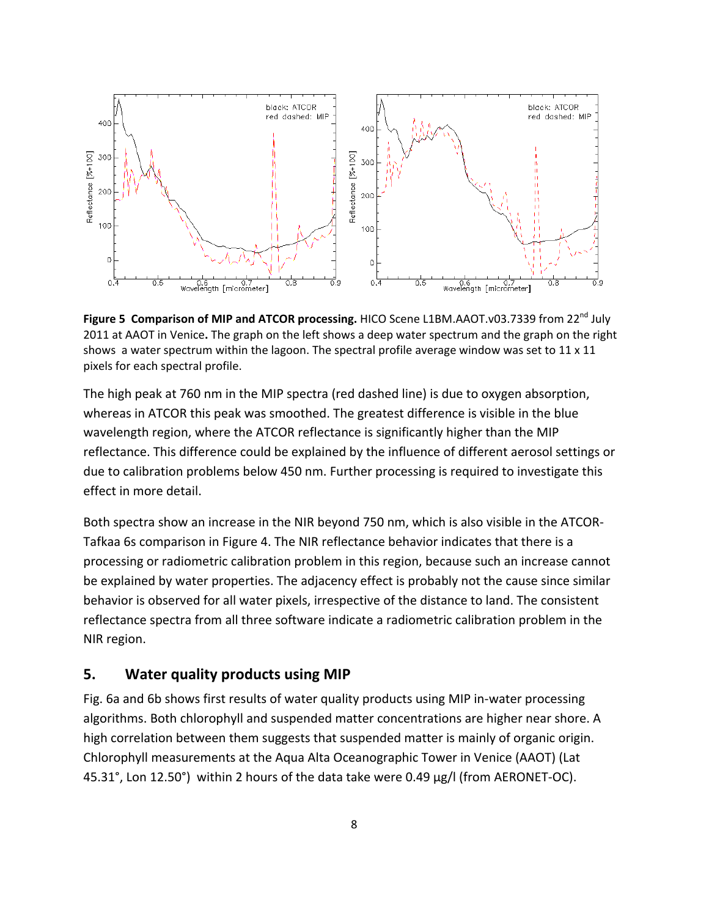**Figure 5 Comparison of MIP and ATCOR processing.** HICO Scene L1BM.AAOT.v03.7339 from 22nd July 2011 at AAOT in Venice**.** The graph on the left shows a deep water spectrum and the graph on the right shows a water spectrum within the lagoon. The spectral profile average window was set to 11 x 11 pixels for each spectral profile.

The high peak at 760 nm in the MIP spectra (red dashed line) is due to oxygen absorption, whereas in ATCOR this peak was smoothed. The greatest difference is visible in the blue wavelength region, where the ATCOR reflectance is significantly higher than the MIP reflectance. This difference could be explained by the influence of different aerosol settings or due to calibration problems below 450 nm. Further processing is required to investigate this effect in more detail.

Both spectra show an increase in the NIR beyond 750 nm, which is also visible in the ATCOR-Tafkaa 6s comparison in Figure 4. The NIR reflectance behavior indicates that there is a processing or radiometric calibration problem in this region, because such an increase cannot be explained by water properties. The adjacency effect is probably not the cause since similar behavior is observed for all water pixels, irrespective of the distance to land. The consistent reflectance spectra from all three software indicate a radiometric calibration problem in the NIR region.

## 5. Water quality products using MIP

Fig. 6a and 6b shows first results of water quality products using MIP in-water processing algorithms. Both chlorophyll and suspended matter concentrations are higher near shore. A high correlation between them suggests that suspended matter is mainly of organic origin. Chlorophyll measurements at the Aqua Alta Oceanographic Tower in Venice (AAOT) (Lat 45.31°, Lon 12.50°) within 2 hours of the data take were 0.49 µg/l (from AERONET-OC).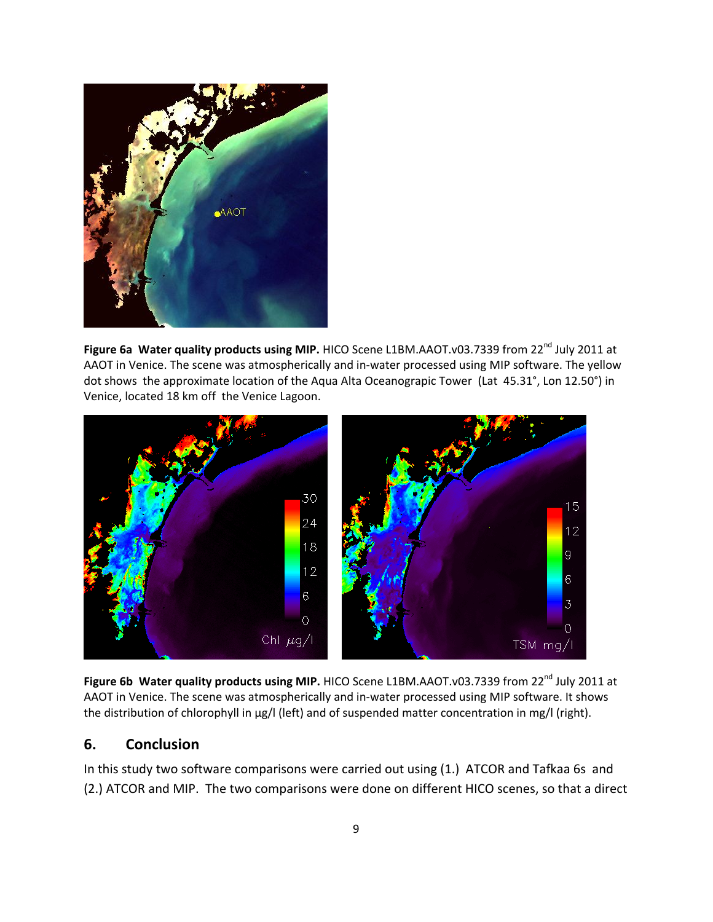**Figure 6a Water quality products using MIP.** HICO Scene L1BM.AAOT.v03.7339 from 22nd July 2011 at AAOT in Venice. The scene was atmospherically and in-water processed using MIP software. The yellow dot shows the approximate location of the Aqua Alta Oceanograpic Tower (Lat 45.31°, Lon 12.50°) in Venice, located 18 km off the Venice Lagoon.

**Figure 6b Water quality products using MIP.** HICO Scene L1BM.AAOT.v03.7339 from 22nd July 2011 at AAOT in Venice. The scene was atmospherically and in-water processed using MIP software. It shows the distribution of chlorophyll in µg/l (left) and of suspended matter concentration in mg/l (right).

## 6. Conclusion

In this study two software comparisons were carried out using (1.) ATCOR and Tafkaa 6s and (2.) ATCOR and MIP. The two comparisons were done on different HICO scenes, so that a direct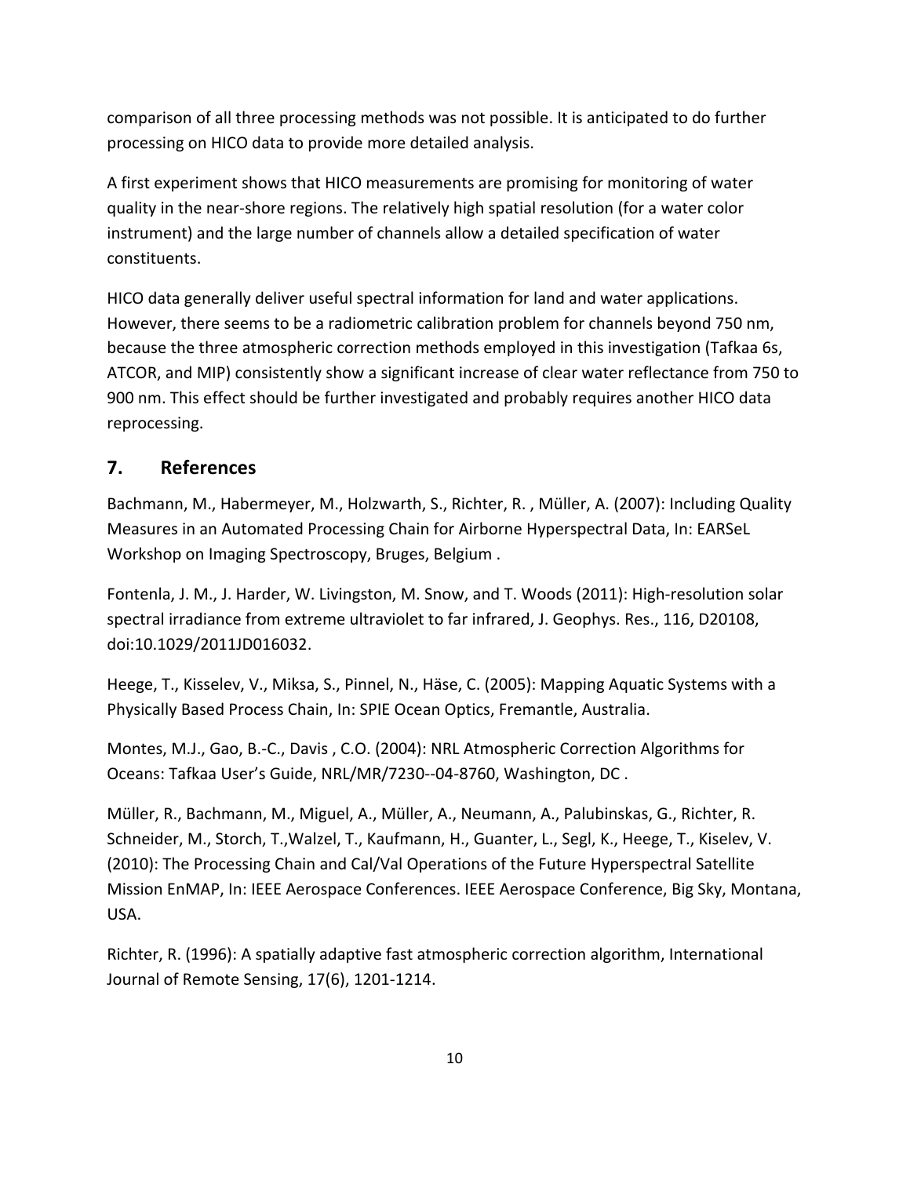comparison of all three processing methods was not possible. It is anticipated to do further processing on HICO data to provide more detailed analysis.

A first experiment shows that HICO measurements are promising for monitoring of water quality in the near-shore regions. The relatively high spatial resolution (for a water color instrument) and the large number of channels allow a detailed specification of water constituents.

HICO data generally deliver useful spectral information for land and water applications. However, there seems to be a radiometric calibration problem for channels beyond 750 nm, because the three atmospheric correction methods employed in this investigation (Tafkaa 6s, ATCOR, and MIP) consistently show a significant increase of clear water reflectance from 750 to 900 nm. This effect should be further investigated and probably requires another HICO data reprocessing.

## 7. References

Bachmann, M., Habermeyer, M., Holzwarth, S., Richter, R. , Müller, A. (2007): Including Quality Measures in an Automated Processing Chain for Airborne Hyperspectral Data, In: EARSeL Workshop on Imaging Spectroscopy, Bruges, Belgium .

Fontenla, J. M., J. Harder, W. Livingston, M. Snow, and T. Woods (2011): High-resolution solar spectral irradiance from extreme ultraviolet to far infrared, J. Geophys. Res., 116, D20108, doi:10.1029/2011JD016032.

Heege, T., Kisselev, V., Miksa, S., Pinnel, N., Häse, C. (2005): Mapping Aquatic Systems with a Physically Based Process Chain, In: SPIE Ocean Optics, Fremantle, Australia.

Montes, M.J., Gao, B.-C., Davis , C.O. (2004): NRL Atmospheric Correction Algorithms for Oceans: Tafkaa User's Guide, NRL/MR/7230--04-8760, Washington, DC .

Müller, R., Bachmann, M., Miguel, A., Müller, A., Neumann, A., Palubinskas, G., Richter, R. Schneider, M., Storch, T.,Walzel, T., Kaufmann, H., Guanter, L., Segl, K., Heege, T., Kiselev, V. (2010): The Processing Chain and Cal/Val Operations of the Future Hyperspectral Satellite Mission EnMAP, In: IEEE Aerospace Conferences. IEEE Aerospace Conference, Big Sky, Montana, USA.

Richter, R. (1996): A spatially adaptive fast atmospheric correction algorithm, International Journal of Remote Sensing, 17(6), 1201-1214.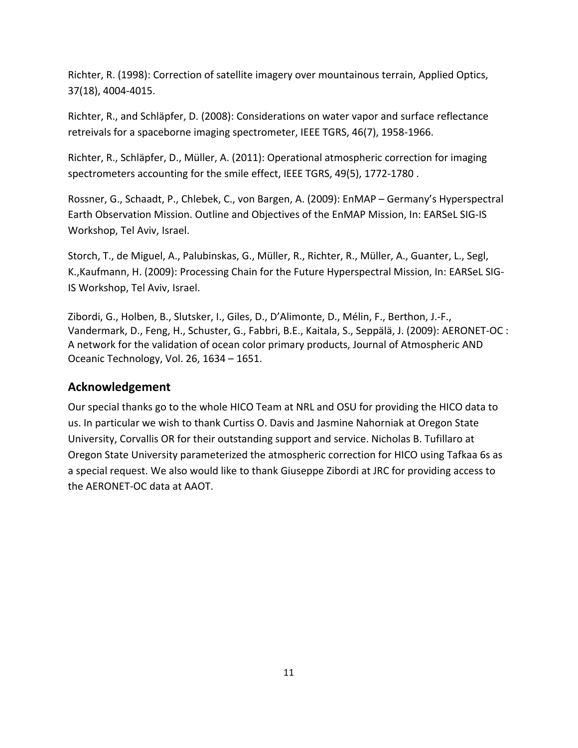Richter, R. (1998): Correction of satellite imagery over mountainous terrain, Applied Optics, 37(18), 4004-4015.

Richter, R., and Schläpfer, D. (2008): Considerations on water vapor and surface reflectance retreivals for a spaceborne imaging spectrometer, IEEE TGRS, 46(7), 1958-1966.

Richter, R., Schläpfer, D., Müller, A. (2011): Operational atmospheric correction for imaging spectrometers accounting for the smile effect, IEEE TGRS, 49(5), 1772-1780 .

Rossner, G., Schaadt, P., Chlebek, C., von Bargen, A. (2009): EnMAP – Germany's Hyperspectral Earth Observation Mission. Outline and Objectives of the EnMAP Mission, In: EARSeL SIG-IS Workshop, Tel Aviv, Israel.

Storch, T., de Miguel, A., Palubinskas, G., Müller, R., Richter, R., Müller, A., Guanter, L., Segl, K.,Kaufmann, H. (2009): Processing Chain for the Future Hyperspectral Mission, In: EARSeL SIG-IS Workshop, Tel Aviv, Israel.

Zibordi, G., Holben, B., Slutsker, I., Giles, D., D'Alimonte, D., Mélin, F., Berthon, J.-F., Vandermark, D., Feng, H., Schuster, G., Fabbri, B.E., Kaitala, S., Seppälä, J. (2009): AERONET-OC : A network for the validation of ocean color primary products, Journal of Atmospheric AND Oceanic Technology, Vol. 26, 1634 – 1651.

## Acknowledgement

Our special thanks go to the whole HICO Team at NRL and OSU for providing the HICO data to us. In particular we wish to thank Curtiss O. Davis and Jasmine Nahorniak at Oregon State University, Corvallis OR for their outstanding support and service. Nicholas B. Tufillaro at Oregon State University parameterized the atmospheric correction for HICO using Tafkaa 6s as a special request. We also would like to thank Giuseppe Zibordi at JRC for providing access to the AERONET-OC data at AAOT.